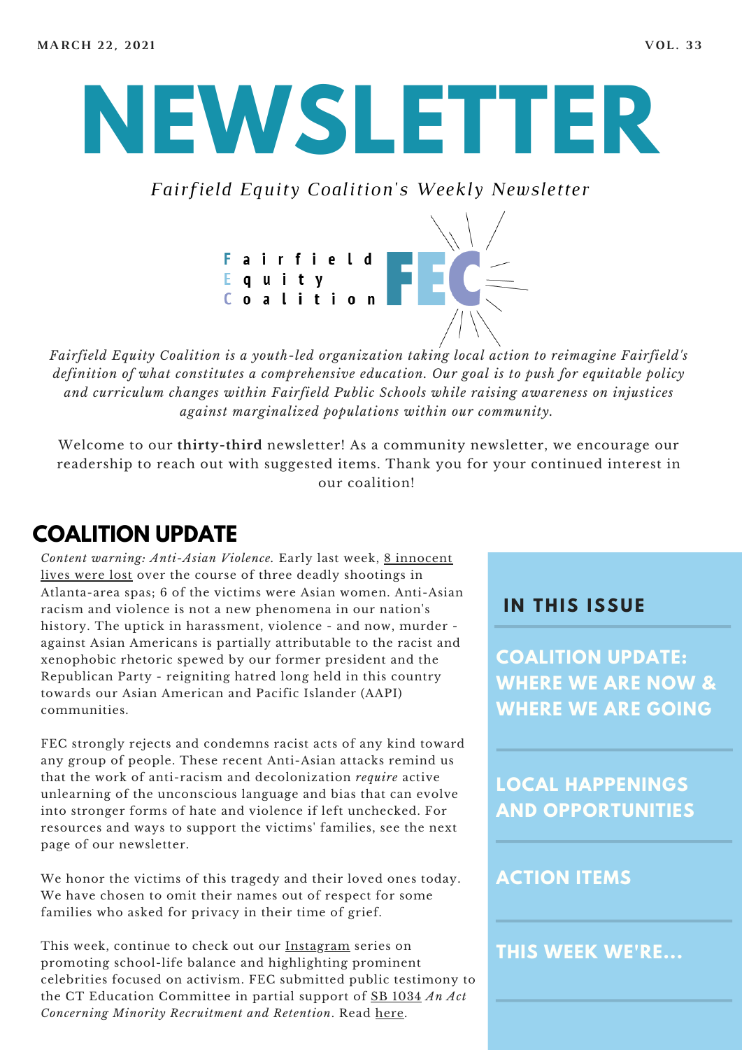MARCH 22, 2021 VOL. 33

# NEWSLETTER

*Fairfield Equity Coalition's Weekly Newsletter*

Fairfield Equity Coalition FEC

*Fairfield Equity Coalition is a youth-led organization taking local action to reimagine Fairfield's definition of what constitutes a comprehensive education. Our goal is to push for equitable policy and curriculum changes within Fairfield Public Schools while raising awareness on injustices against marginalized populations within our community.*

Welcome to our **thirty-third** newsletter! As a community newsletter, we encourage our readership to reach out with suggested items. Thank you for your continued interest in our coalition!

## COALITION UPDATE

*Content warning: Anti-Asian Violence.* Early last week, 8 innocent lives were lost over the course of three deadly shootings in Atlanta-area spas; 6 of the victims were Asian women. Anti-Asian racism and violence is not a new phenomena in our nation's history. The uptick in harassment, violence - and now, murder - against Asian Americans is partially attributable to the racist and xenophobic rhetoric spewed by our former president and the Republican Party - reigniting hatred long held in this country towards our Asian American and Pacific Islander (AAPI) communities.

FEC strongly rejects and condemns racist acts of any kind toward any group of people. These recent Anti-Asian attacks remind us that the work of anti-racism and decolonization *require* active unlearning of the unconscious language and bias that can evolve into stronger forms of hate and violence if left unchecked. For resources and ways to support the victims' families, see the next page of our newsletter.

We honor the victims of this tragedy and their loved ones today. We have chosen to omit their names out of respect for some families who asked for privacy in their time of grief.

This week, continue to check out our Instagram series on promoting school-life balance and highlighting prominent celebrities focused on activism. FEC submitted public testimony to the CT Education Committee in partial support of SB 1034 *An Act Concerning Minority Recruitment and Retention*. Read here.

### IN THIS ISSUE

- **COALITION UPDATE: WHERE WE ARE NOW & WHERE WE ARE GOING**
- **LOCAL HAPPENINGS AND OPPORTUNITIES**
- **ACTION ITEMS**
- **THIS WEEK WE'RE...**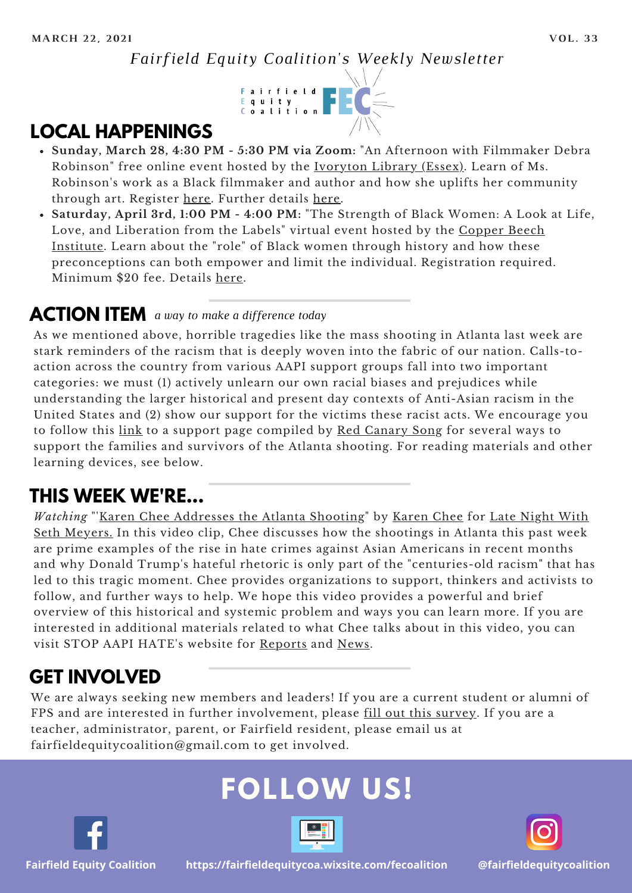MARCH 22, 2021 VOL. 33

*Fairfield Equity Coalition's Weekly Newsletter*

## LOCAL HAPPENINGS

- **Sunday, March 28, 4:30 PM - 5:30 PM via Zoom:** "An Afternoon with Filmmaker Debra Robinson" free online event hosted by the Ivoryton Library (Essex). Learn of Ms. Robinson's work as a Black filmmaker and author and how she uplifts her community through art. Register here. Further details here.
- **Saturday, April 3rd, 1:00 PM - 4:00 PM:** "The Strength of Black Women: A Look at Life, Love, and Liberation from the Labels" virtual event hosted by the Copper Beech Institute. Learn about the "role" of Black women through history and how these preconceptions can both empower and limit the individual. Registration required. Minimum $20 fee. Details here.

## ACTION ITEM *a way to make a difference today*

As we mentioned above, horrible tragedies like the mass shooting in Atlanta last week are stark reminders of the racism that is deeply woven into the fabric of our nation. Calls-to-action across the country from various AAPI support groups fall into two important categories: we must (1) actively unlearn our own racial biases and prejudices while understanding the larger historical and present day contexts of Anti-Asian racism in the United States and (2) show our support for the victims these racist acts. We encourage you to follow this link to a support page compiled by Red Canary Song for several ways to support the families and survivors of the Atlanta shooting. For reading materials and other learning devices, see below.

## THIS WEEK WE'RE...

*Watching* "'Karen Chee Addresses the Atlanta Shooting" by Karen Chee for Late Night With Seth Meyers. In this video clip, Chee discusses how the shootings in Atlanta this past week are prime examples of the rise in hate crimes against Asian Americans in recent months and why Donald Trump's hateful rhetoric is only part of the "centuries-old racism" that has led to this tragic moment. Chee provides organizations to support, thinkers and activists to follow, and further ways to help. We hope this video provides a powerful and brief overview of this historical and systemic problem and ways you can learn more. If you are interested in additional materials related to what Chee talks about in this video, you can visit STOP AAPI HATE's website for Reports and News.

## GET INVOLVED

We are always seeking new members and leaders! If you are a current student or alumni of FPS and are interested in further involvement, please fill out this survey. If you are a teacher, administrator, parent, or Fairfield resident, please email us at fairfieldequitycoalition@gmail.com to get involved.

## FOLLOW US!

Fairfield Equity Coalition

https://fairfieldequitycoa.wixsite.com/fecoalition

@fairfieldequitycoalition